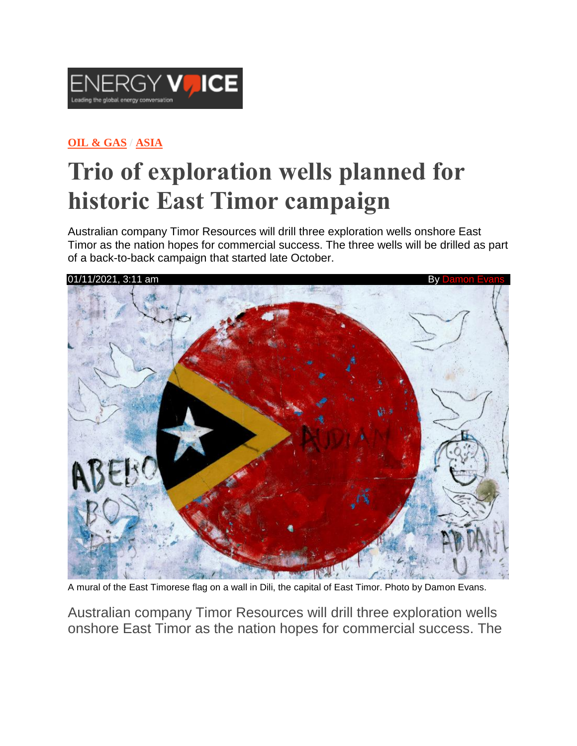ENERGY VOICE
Leading the global energy conversation

OIL & GAS / ASIA

# Trio of exploration wells planned for historic East Timor campaign

Australian company Timor Resources will drill three exploration wells onshore East Timor as the nation hopes for commercial success. The three wells will be drilled as part of a back-to-back campaign that started late October.

01/11/2021, 3:11 am By Damon Evans

A mural of the East Timorese flag on a wall in Dili, the capital of East Timor. Photo by Damon Evans.

Australian company Timor Resources will drill three exploration wells onshore East Timor as the nation hopes for commercial success. The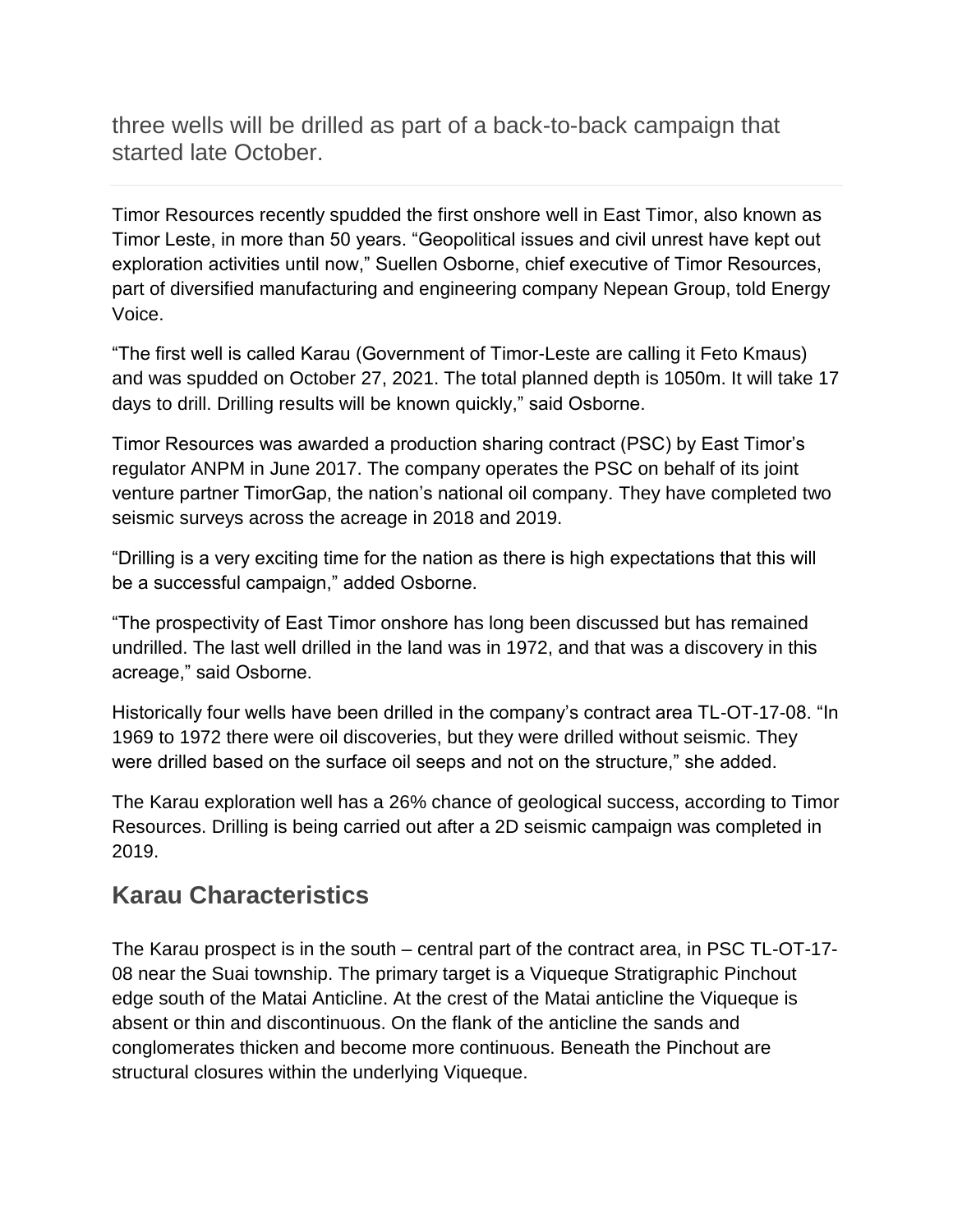three wells will be drilled as part of a back-to-back campaign that started late October.

---

Timor Resources recently spudded the first onshore well in East Timor, also known as Timor Leste, in more than 50 years. “Geopolitical issues and civil unrest have kept out exploration activities until now,” Suellen Osborne, chief executive of Timor Resources, part of diversified manufacturing and engineering company Nepean Group, told Energy Voice.

“The first well is called Karau (Government of Timor-Leste are calling it Feto Kmaus) and was spudded on October 27, 2021. The total planned depth is 1050m. It will take 17 days to drill. Drilling results will be known quickly,” said Osborne.

Timor Resources was awarded a production sharing contract (PSC) by East Timor’s regulator ANPM in June 2017. The company operates the PSC on behalf of its joint venture partner TimorGap, the nation’s national oil company. They have completed two seismic surveys across the acreage in 2018 and 2019.

“Drilling is a very exciting time for the nation as there is high expectations that this will be a successful campaign,” added Osborne.

“The prospectivity of East Timor onshore has long been discussed but has remained undrilled. The last well drilled in the land was in 1972, and that was a discovery in this acreage,” said Osborne.

Historically four wells have been drilled in the company’s contract area TL-OT-17-08. “In 1969 to 1972 there were oil discoveries, but they were drilled without seismic. They were drilled based on the surface oil seeps and not on the structure,” she added.

The Karau exploration well has a 26% chance of geological success, according to Timor Resources. Drilling is being carried out after a 2D seismic campaign was completed in 2019.

## Karau Characteristics

The Karau prospect is in the south – central part of the contract area, in PSC TL-OT-17-08 near the Suai township. The primary target is a Viqueque Stratigraphic Pinchout edge south of the Matai Anticline. At the crest of the Matai anticline the Viqueque is absent or thin and discontinuous. On the flank of the anticline the sands and conglomerates thicken and become more continuous. Beneath the Pinchout are structural closures within the underlying Viqueque.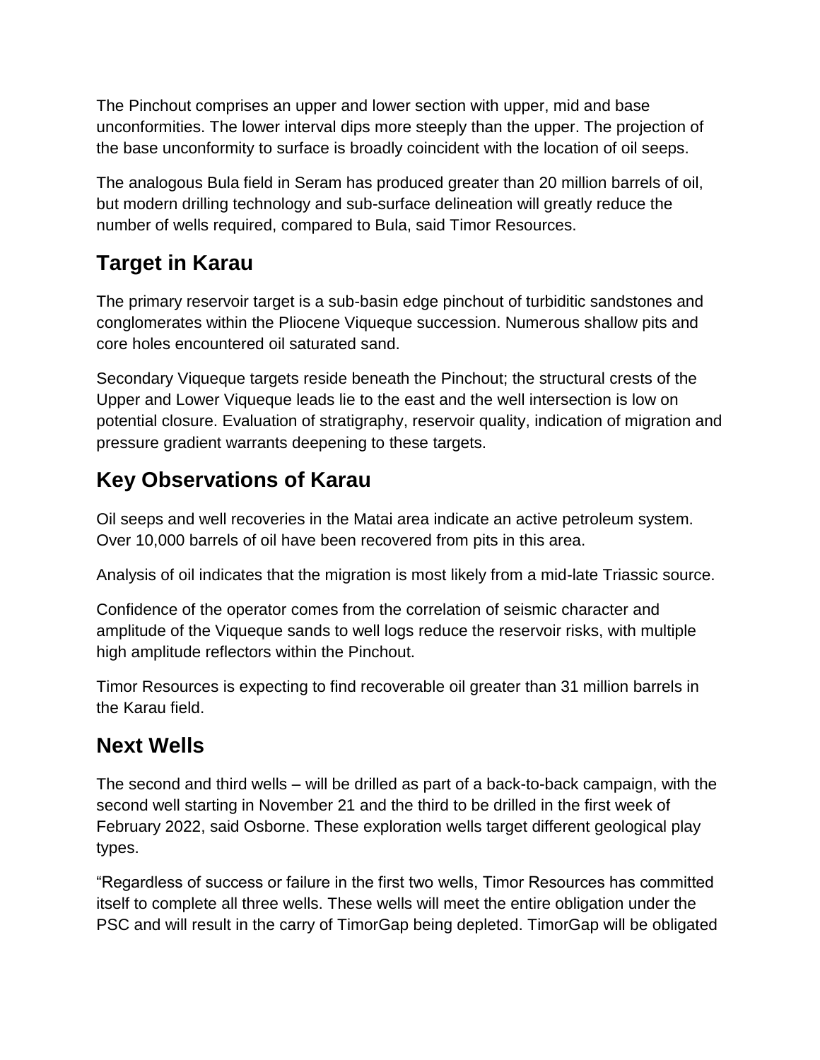The Pinchout comprises an upper and lower section with upper, mid and base unconformities. The lower interval dips more steeply than the upper. The projection of the base unconformity to surface is broadly coincident with the location of oil seeps.

The analogous Bula field in Seram has produced greater than 20 million barrels of oil, but modern drilling technology and sub-surface delineation will greatly reduce the number of wells required, compared to Bula, said Timor Resources.

## Target in Karau

The primary reservoir target is a sub-basin edge pinchout of turbiditic sandstones and conglomerates within the Pliocene Viqueque succession. Numerous shallow pits and core holes encountered oil saturated sand.

Secondary Viqueque targets reside beneath the Pinchout; the structural crests of the Upper and Lower Viqueque leads lie to the east and the well intersection is low on potential closure. Evaluation of stratigraphy, reservoir quality, indication of migration and pressure gradient warrants deepening to these targets.

## Key Observations of Karau

Oil seeps and well recoveries in the Matai area indicate an active petroleum system. Over 10,000 barrels of oil have been recovered from pits in this area.

Analysis of oil indicates that the migration is most likely from a mid-late Triassic source.

Confidence of the operator comes from the correlation of seismic character and amplitude of the Viqueque sands to well logs reduce the reservoir risks, with multiple high amplitude reflectors within the Pinchout.

Timor Resources is expecting to find recoverable oil greater than 31 million barrels in the Karau field.

## Next Wells

The second and third wells – will be drilled as part of a back-to-back campaign, with the second well starting in November 21 and the third to be drilled in the first week of February 2022, said Osborne. These exploration wells target different geological play types.

"Regardless of success or failure in the first two wells, Timor Resources has committed itself to complete all three wells. These wells will meet the entire obligation under the PSC and will result in the carry of TimorGap being depleted. TimorGap will be obligated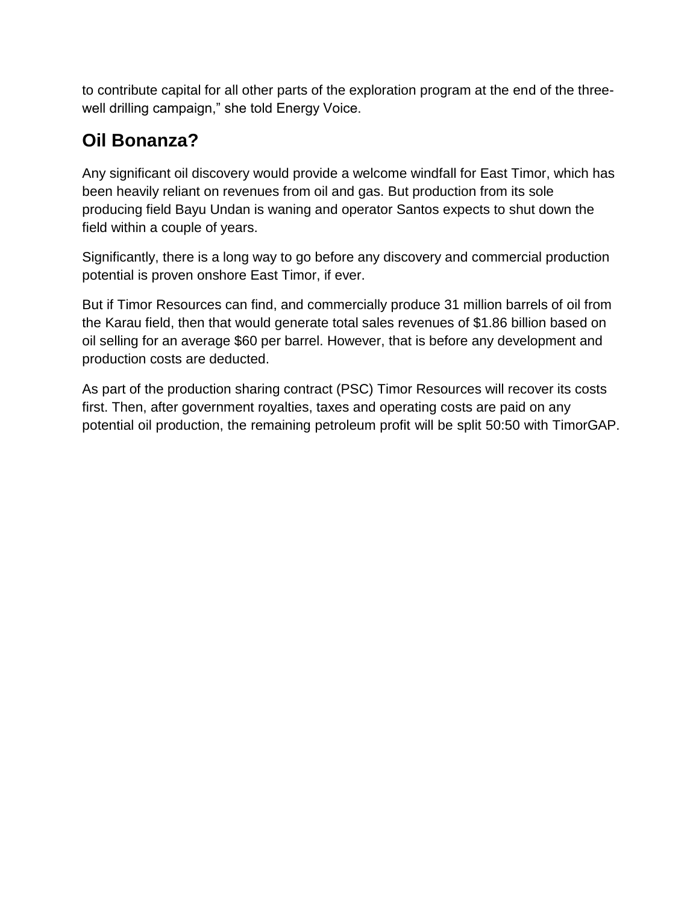to contribute capital for all other parts of the exploration program at the end of the three-well drilling campaign," she told Energy Voice.

## Oil Bonanza?

Any significant oil discovery would provide a welcome windfall for East Timor, which has been heavily reliant on revenues from oil and gas. But production from its sole producing field Bayu Undan is waning and operator Santos expects to shut down the field within a couple of years.

Significantly, there is a long way to go before any discovery and commercial production potential is proven onshore East Timor, if ever.

But if Timor Resources can find, and commercially produce 31 million barrels of oil from the Karau field, then that would generate total sales revenues of $1.86 billion based on oil selling for an average $60 per barrel. However, that is before any development and production costs are deducted.

As part of the production sharing contract (PSC) Timor Resources will recover its costs first. Then, after government royalties, taxes and operating costs are paid on any potential oil production, the remaining petroleum profit will be split 50:50 with TimorGAP.